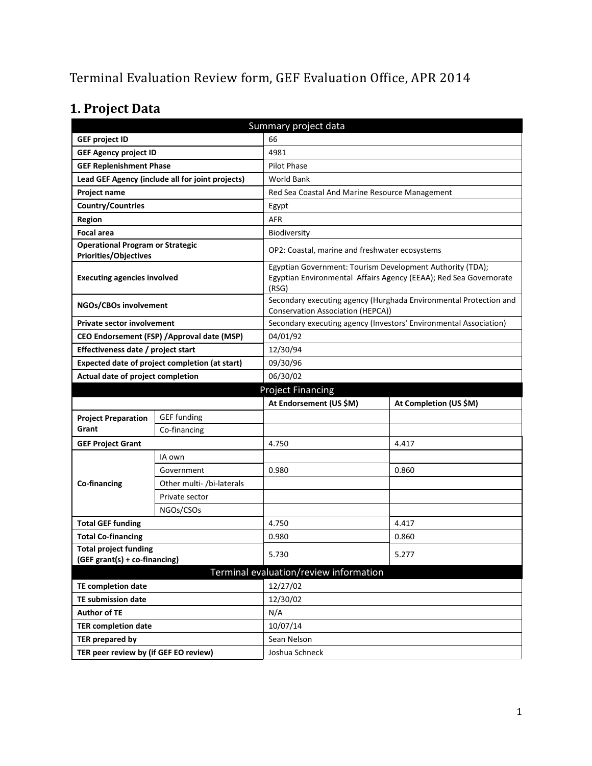# Terminal Evaluation Review form, GEF Evaluation Office, APR 2014

## 1. Project Data

| Summary project data | | | |
|---|---|---|---|
| **GEF project ID** | | 66 | |
| **GEF Agency project ID** | | 4981 | |
| **GEF Replenishment Phase** | | Pilot Phase | |
| **Lead GEF Agency (include all for joint projects)** | | World Bank | |
| **Project name** | | Red Sea Coastal And Marine Resource Management | |
| **Country/Countries** | | Egypt | |
| **Region** | | AFR | |
| **Focal area** | | Biodiversity | |
| **Operational Program or Strategic Priorities/Objectives** | | OP2: Coastal, marine and freshwater ecosystems | |
| **Executing agencies involved** | | Egyptian Government: Tourism Development Authority (TDA); Egyptian Environmental Affairs Agency (EEAA); Red Sea Governorate (RSG) | |
| **NGOs/CBOs involvement** | | Secondary executing agency (Hurghada Environmental Protection and Conservation Association (HEPCA)) | |
| **Private sector involvement** | | Secondary executing agency (Investors' Environmental Association) | |
| **CEO Endorsement (FSP) /Approval date (MSP)** | | 04/01/92 | |
| **Effectiveness date / project start** | | 12/30/94 | |
| **Expected date of project completion (at start)** | | 09/30/96 | |
| **Actual date of project completion** | | 06/30/02 | |
| **Project Financing** | | | |
| | | **At Endorsement (US $M)** | **At Completion (US $M)** |
| **Project Preparation Grant** | GEF funding | | |
| | Co-financing | | |
| **GEF Project Grant** | | 4.750 | 4.417 |
| **Co-financing** | IA own | | |
| | Government | 0.980 | 0.860 |
| | Other multi- /bi-laterals | | |
| | Private sector | | |
| | NGOs/CSOs | | |
| **Total GEF funding** | | 4.750 | 4.417 |
| **Total Co-financing** | | 0.980 | 0.860 |
| **Total project funding (GEF grant(s) + co-financing)** | | 5.730 | 5.277 |
| **Terminal evaluation/review information** | | | |
| **TE completion date** | | 12/27/02 | |
| **TE submission date** | | 12/30/02 | |
| **Author of TE** | | N/A | |
| **TER completion date** | | 10/07/14 | |
| **TER prepared by** | | Sean Nelson | |
| **TER peer review by (if GEF EO review)** | | Joshua Schneck | |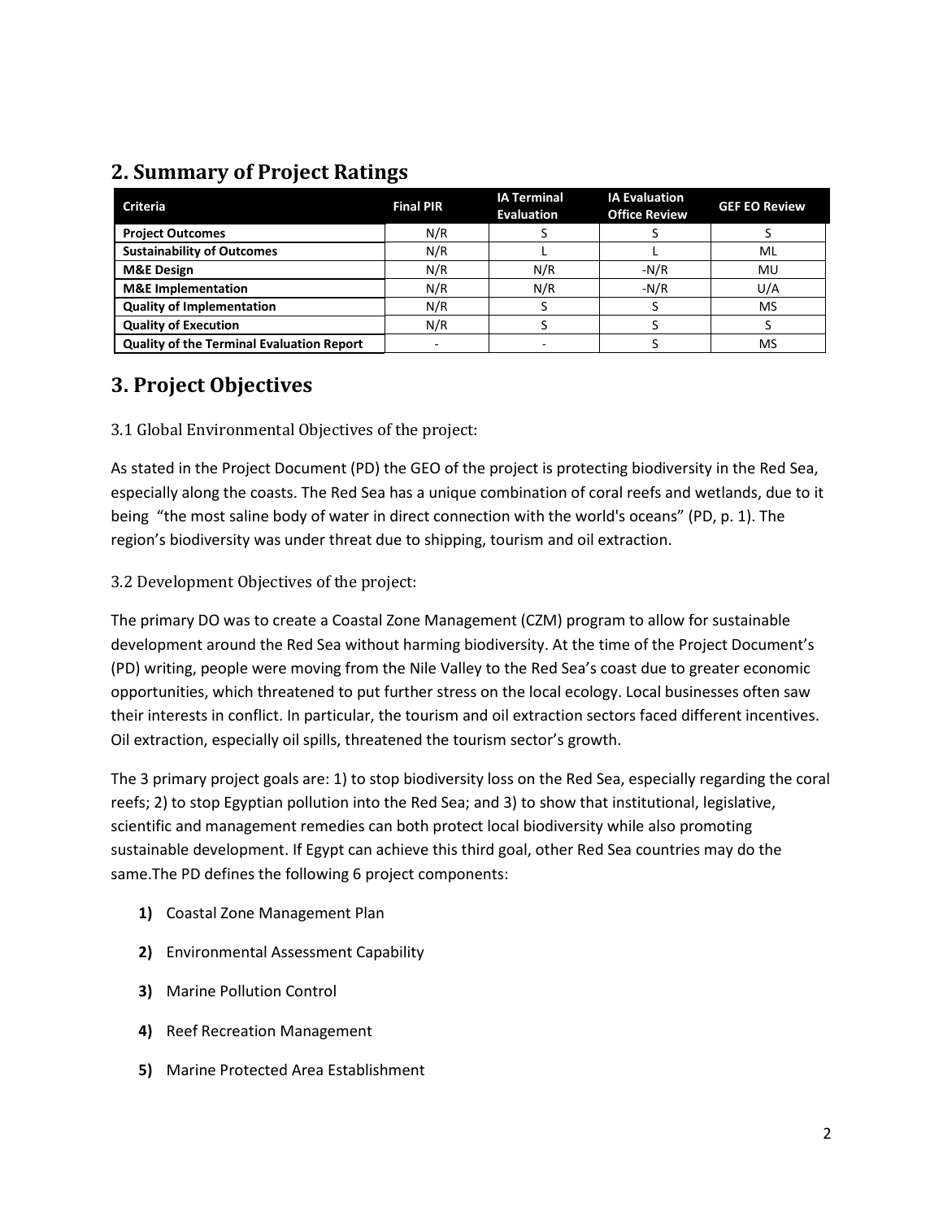## 2. Summary of Project Ratings

| Criteria | Final PIR | IA Terminal Evaluation | IA Evaluation Office Review | GEF EO Review |
|---|---|---|---|---|
| **Project Outcomes** | N/R | S | S | S |
| **Sustainability of Outcomes** | N/R | L | L | ML |
| **M&E Design** | N/R | N/R | -N/R | MU |
| **M&E Implementation** | N/R | N/R | -N/R | U/A |
| **Quality of Implementation** | N/R | S | S | MS |
| **Quality of Execution** | N/R | S | S | S |
| **Quality of the Terminal Evaluation Report** | - | - | S | MS |

## 3. Project Objectives

### 3.1 Global Environmental Objectives of the project:

As stated in the Project Document (PD) the GEO of the project is protecting biodiversity in the Red Sea, especially along the coasts. The Red Sea has a unique combination of coral reefs and wetlands, due to it being "the most saline body of water in direct connection with the world's oceans" (PD, p. 1). The region's biodiversity was under threat due to shipping, tourism and oil extraction.

### 3.2 Development Objectives of the project:

The primary DO was to create a Coastal Zone Management (CZM) program to allow for sustainable development around the Red Sea without harming biodiversity. At the time of the Project Document's (PD) writing, people were moving from the Nile Valley to the Red Sea's coast due to greater economic opportunities, which threatened to put further stress on the local ecology. Local businesses often saw their interests in conflict. In particular, the tourism and oil extraction sectors faced different incentives. Oil extraction, especially oil spills, threatened the tourism sector's growth.

The 3 primary project goals are: 1) to stop biodiversity loss on the Red Sea, especially regarding the coral reefs; 2) to stop Egyptian pollution into the Red Sea; and 3) to show that institutional, legislative, scientific and management remedies can both protect local biodiversity while also promoting sustainable development. If Egypt can achieve this third goal, other Red Sea countries may do the same.The PD defines the following 6 project components:

1) Coastal Zone Management Plan
2) Environmental Assessment Capability
3) Marine Pollution Control
4) Reef Recreation Management
5) Marine Protected Area Establishment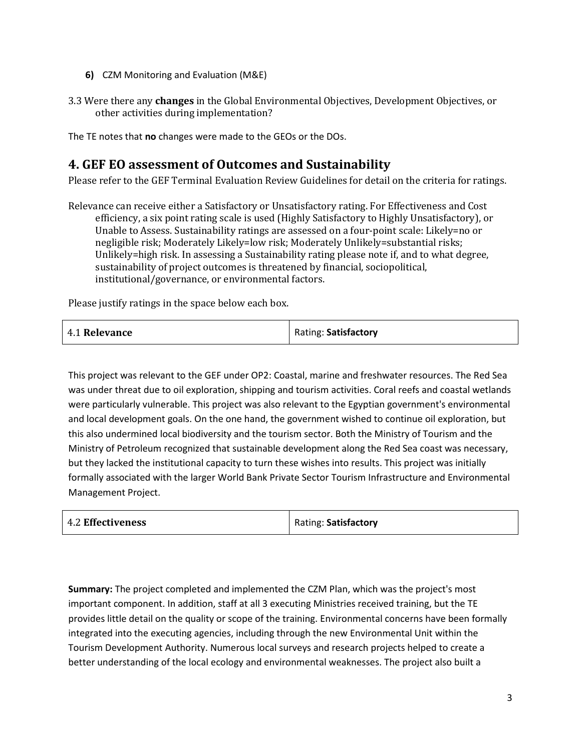**6)** CZM Monitoring and Evaluation (M&E)

3.3 Were there any **changes** in the Global Environmental Objectives, Development Objectives, or other activities during implementation?

The TE notes that **no** changes were made to the GEOs or the DOs.

## 4. GEF EO assessment of Outcomes and Sustainability

Please refer to the GEF Terminal Evaluation Review Guidelines for detail on the criteria for ratings.

Relevance can receive either a Satisfactory or Unsatisfactory rating. For Effectiveness and Cost efficiency, a six point rating scale is used (Highly Satisfactory to Highly Unsatisfactory), or Unable to Assess. Sustainability ratings are assessed on a four-point scale: Likely=no or negligible risk; Moderately Likely=low risk; Moderately Unlikely=substantial risks; Unlikely=high risk. In assessing a Sustainability rating please note if, and to what degree, sustainability of project outcomes is threatened by financial, sociopolitical, institutional/governance, or environmental factors.

Please justify ratings in the space below each box.

| 4.1 **Relevance** | Rating: **Satisfactory** |
|---|---|

This project was relevant to the GEF under OP2: Coastal, marine and freshwater resources. The Red Sea was under threat due to oil exploration, shipping and tourism activities. Coral reefs and coastal wetlands were particularly vulnerable. This project was also relevant to the Egyptian government's environmental and local development goals. On the one hand, the government wished to continue oil exploration, but this also undermined local biodiversity and the tourism sector. Both the Ministry of Tourism and the Ministry of Petroleum recognized that sustainable development along the Red Sea coast was necessary, but they lacked the institutional capacity to turn these wishes into results. This project was initially formally associated with the larger World Bank Private Sector Tourism Infrastructure and Environmental Management Project.

| 4.2 **Effectiveness** | Rating: **Satisfactory** |
|---|---|

**Summary:** The project completed and implemented the CZM Plan, which was the project's most important component. In addition, staff at all 3 executing Ministries received training, but the TE provides little detail on the quality or scope of the training. Environmental concerns have been formally integrated into the executing agencies, including through the new Environmental Unit within the Tourism Development Authority. Numerous local surveys and research projects helped to create a better understanding of the local ecology and environmental weaknesses. The project also built a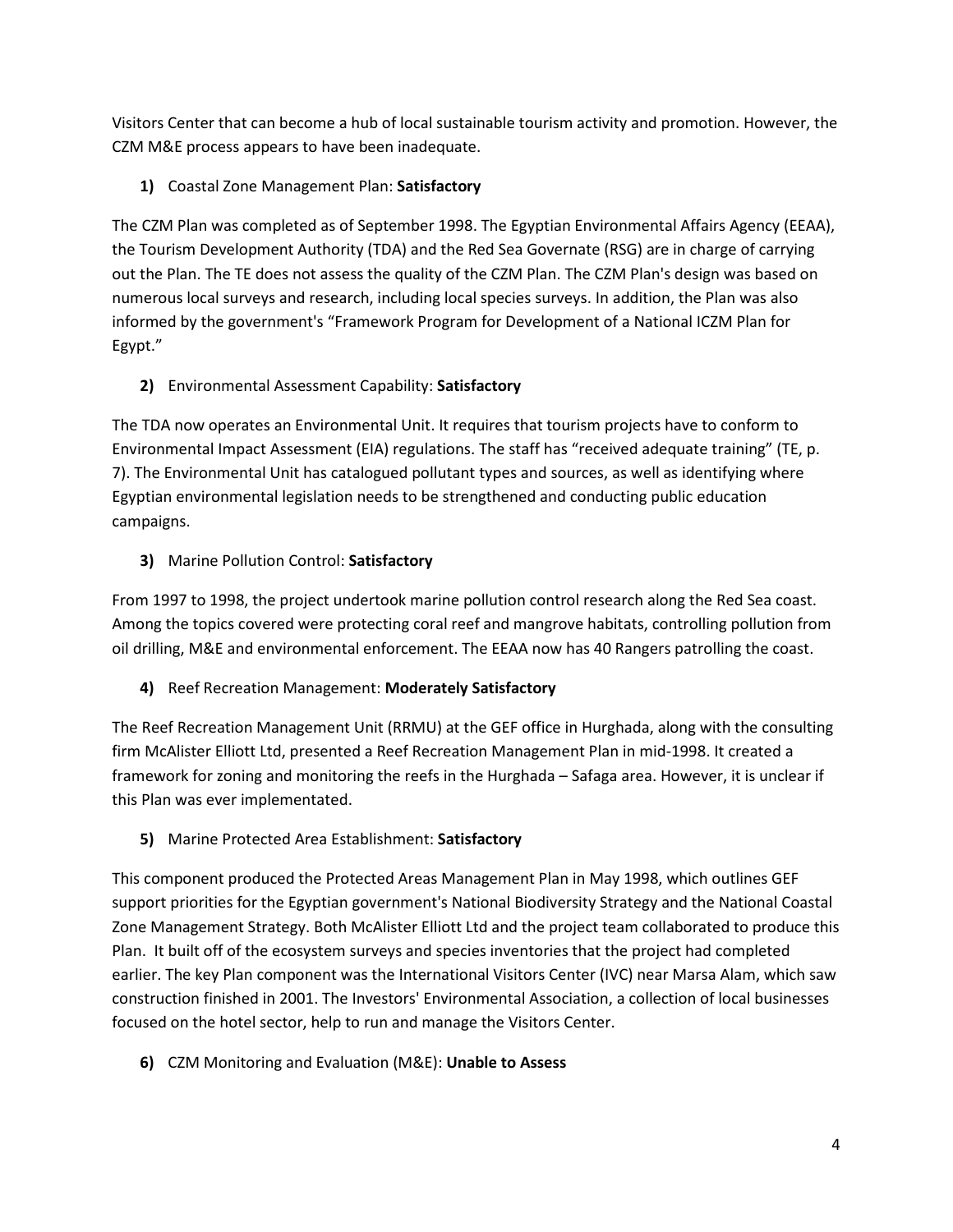Visitors Center that can become a hub of local sustainable tourism activity and promotion. However, the CZM M&E process appears to have been inadequate.

**1)** Coastal Zone Management Plan: **Satisfactory**

The CZM Plan was completed as of September 1998. The Egyptian Environmental Affairs Agency (EEAA), the Tourism Development Authority (TDA) and the Red Sea Governate (RSG) are in charge of carrying out the Plan. The TE does not assess the quality of the CZM Plan. The CZM Plan's design was based on numerous local surveys and research, including local species surveys. In addition, the Plan was also informed by the government's "Framework Program for Development of a National ICZM Plan for Egypt."

**2)** Environmental Assessment Capability: **Satisfactory**

The TDA now operates an Environmental Unit. It requires that tourism projects have to conform to Environmental Impact Assessment (EIA) regulations. The staff has "received adequate training" (TE, p. 7). The Environmental Unit has catalogued pollutant types and sources, as well as identifying where Egyptian environmental legislation needs to be strengthened and conducting public education campaigns.

**3)** Marine Pollution Control: **Satisfactory**

From 1997 to 1998, the project undertook marine pollution control research along the Red Sea coast. Among the topics covered were protecting coral reef and mangrove habitats, controlling pollution from oil drilling, M&E and environmental enforcement. The EEAA now has 40 Rangers patrolling the coast.

**4)** Reef Recreation Management: **Moderately Satisfactory**

The Reef Recreation Management Unit (RRMU) at the GEF office in Hurghada, along with the consulting firm McAlister Elliott Ltd, presented a Reef Recreation Management Plan in mid-1998. It created a framework for zoning and monitoring the reefs in the Hurghada – Safaga area. However, it is unclear if this Plan was ever implementated.

**5)** Marine Protected Area Establishment: **Satisfactory**

This component produced the Protected Areas Management Plan in May 1998, which outlines GEF support priorities for the Egyptian government's National Biodiversity Strategy and the National Coastal Zone Management Strategy. Both McAlister Elliott Ltd and the project team collaborated to produce this Plan. It built off of the ecosystem surveys and species inventories that the project had completed earlier. The key Plan component was the International Visitors Center (IVC) near Marsa Alam, which saw construction finished in 2001. The Investors' Environmental Association, a collection of local businesses focused on the hotel sector, help to run and manage the Visitors Center.

**6)** CZM Monitoring and Evaluation (M&E): **Unable to Assess**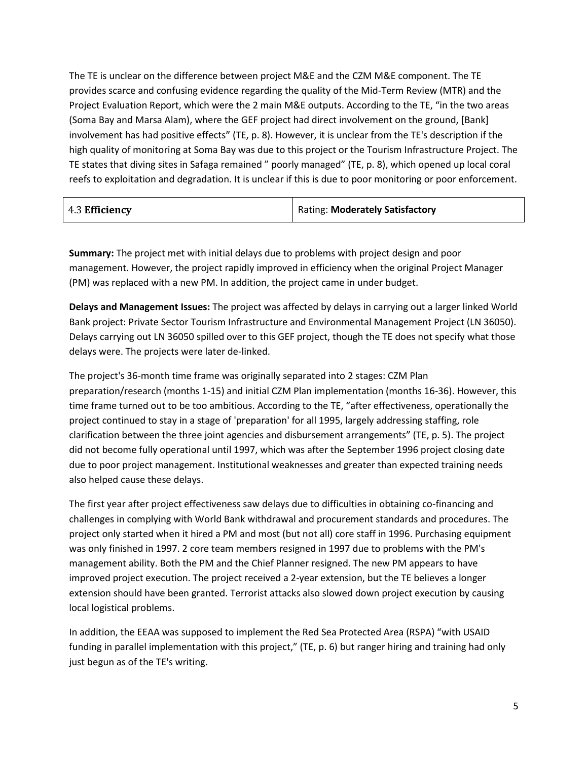The TE is unclear on the difference between project M&E and the CZM M&E component. The TE provides scarce and confusing evidence regarding the quality of the Mid-Term Review (MTR) and the Project Evaluation Report, which were the 2 main M&E outputs. According to the TE, "in the two areas (Soma Bay and Marsa Alam), where the GEF project had direct involvement on the ground, [Bank] involvement has had positive effects" (TE, p. 8). However, it is unclear from the TE's description if the high quality of monitoring at Soma Bay was due to this project or the Tourism Infrastructure Project. The TE states that diving sites in Safaga remained " poorly managed" (TE, p. 8), which opened up local coral reefs to exploitation and degradation. It is unclear if this is due to poor monitoring or poor enforcement.

| 4.3 **Efficiency** | Rating: **Moderately Satisfactory** |
|---|---|

**Summary:** The project met with initial delays due to problems with project design and poor management. However, the project rapidly improved in efficiency when the original Project Manager (PM) was replaced with a new PM. In addition, the project came in under budget.

**Delays and Management Issues:** The project was affected by delays in carrying out a larger linked World Bank project: Private Sector Tourism Infrastructure and Environmental Management Project (LN 36050). Delays carrying out LN 36050 spilled over to this GEF project, though the TE does not specify what those delays were. The projects were later de-linked.

The project's 36-month time frame was originally separated into 2 stages: CZM Plan preparation/research (months 1-15) and initial CZM Plan implementation (months 16-36). However, this time frame turned out to be too ambitious. According to the TE, "after effectiveness, operationally the project continued to stay in a stage of 'preparation' for all 1995, largely addressing staffing, role clarification between the three joint agencies and disbursement arrangements" (TE, p. 5). The project did not become fully operational until 1997, which was after the September 1996 project closing date due to poor project management. Institutional weaknesses and greater than expected training needs also helped cause these delays.

The first year after project effectiveness saw delays due to difficulties in obtaining co-financing and challenges in complying with World Bank withdrawal and procurement standards and procedures. The project only started when it hired a PM and most (but not all) core staff in 1996. Purchasing equipment was only finished in 1997. 2 core team members resigned in 1997 due to problems with the PM's management ability. Both the PM and the Chief Planner resigned. The new PM appears to have improved project execution. The project received a 2-year extension, but the TE believes a longer extension should have been granted. Terrorist attacks also slowed down project execution by causing local logistical problems.

In addition, the EEAA was supposed to implement the Red Sea Protected Area (RSPA) "with USAID funding in parallel implementation with this project," (TE, p. 6) but ranger hiring and training had only just begun as of the TE's writing.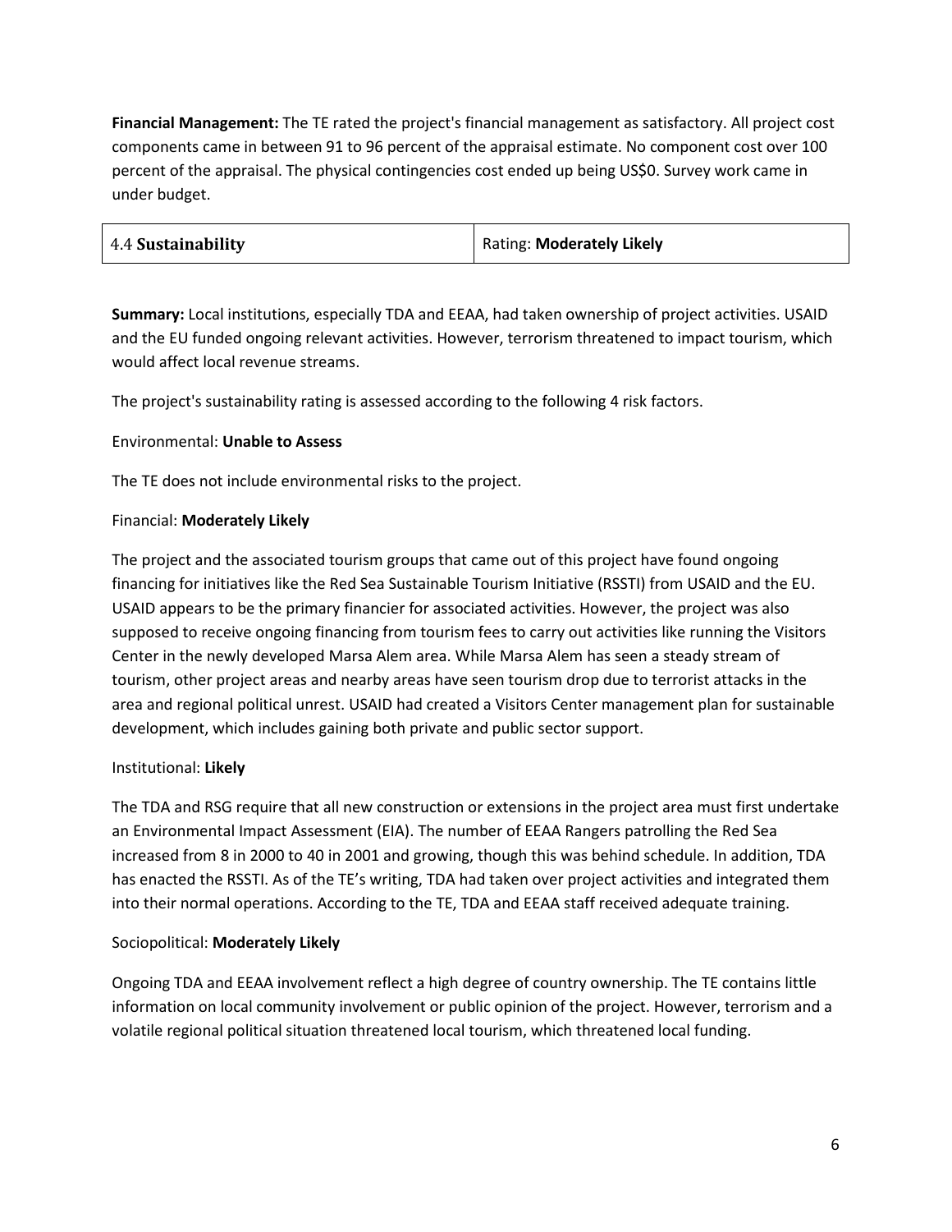**Financial Management:** The TE rated the project's financial management as satisfactory. All project cost components came in between 91 to 96 percent of the appraisal estimate. No component cost over 100 percent of the appraisal. The physical contingencies cost ended up being US$0. Survey work came in under budget.

| 4.4 **Sustainability** | Rating: **Moderately Likely** |
| --- | --- |

**Summary:** Local institutions, especially TDA and EEAA, had taken ownership of project activities. USAID and the EU funded ongoing relevant activities. However, terrorism threatened to impact tourism, which would affect local revenue streams.

The project's sustainability rating is assessed according to the following 4 risk factors.

Environmental: **Unable to Assess**

The TE does not include environmental risks to the project.

Financial: **Moderately Likely**

The project and the associated tourism groups that came out of this project have found ongoing financing for initiatives like the Red Sea Sustainable Tourism Initiative (RSSTI) from USAID and the EU. USAID appears to be the primary financier for associated activities. However, the project was also supposed to receive ongoing financing from tourism fees to carry out activities like running the Visitors Center in the newly developed Marsa Alem area. While Marsa Alem has seen a steady stream of tourism, other project areas and nearby areas have seen tourism drop due to terrorist attacks in the area and regional political unrest. USAID had created a Visitors Center management plan for sustainable development, which includes gaining both private and public sector support.

Institutional: **Likely**

The TDA and RSG require that all new construction or extensions in the project area must first undertake an Environmental Impact Assessment (EIA). The number of EEAA Rangers patrolling the Red Sea increased from 8 in 2000 to 40 in 2001 and growing, though this was behind schedule. In addition, TDA has enacted the RSSTI. As of the TE's writing, TDA had taken over project activities and integrated them into their normal operations. According to the TE, TDA and EEAA staff received adequate training.

Sociopolitical: **Moderately Likely**

Ongoing TDA and EEAA involvement reflect a high degree of country ownership. The TE contains little information on local community involvement or public opinion of the project. However, terrorism and a volatile regional political situation threatened local tourism, which threatened local funding.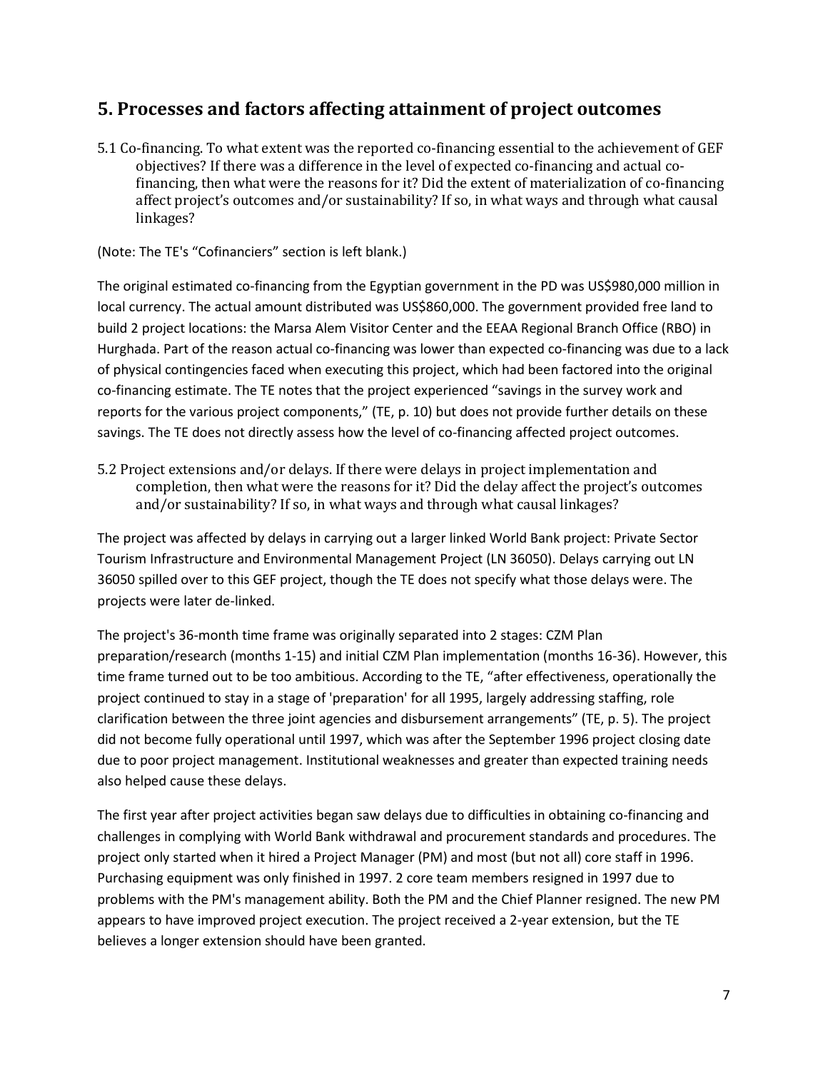## 5. Processes and factors affecting attainment of project outcomes

5.1 Co-financing. To what extent was the reported co-financing essential to the achievement of GEF objectives? If there was a difference in the level of expected co-financing and actual co-financing, then what were the reasons for it? Did the extent of materialization of co-financing affect project's outcomes and/or sustainability? If so, in what ways and through what causal linkages?

(Note: The TE's "Cofinanciers" section is left blank.)

The original estimated co-financing from the Egyptian government in the PD was US$980,000 million in local currency. The actual amount distributed was US$860,000. The government provided free land to build 2 project locations: the Marsa Alem Visitor Center and the EEAA Regional Branch Office (RBO) in Hurghada. Part of the reason actual co-financing was lower than expected co-financing was due to a lack of physical contingencies faced when executing this project, which had been factored into the original co-financing estimate. The TE notes that the project experienced "savings in the survey work and reports for the various project components," (TE, p. 10) but does not provide further details on these savings. The TE does not directly assess how the level of co-financing affected project outcomes.

5.2 Project extensions and/or delays. If there were delays in project implementation and completion, then what were the reasons for it? Did the delay affect the project's outcomes and/or sustainability? If so, in what ways and through what causal linkages?

The project was affected by delays in carrying out a larger linked World Bank project: Private Sector Tourism Infrastructure and Environmental Management Project (LN 36050). Delays carrying out LN 36050 spilled over to this GEF project, though the TE does not specify what those delays were. The projects were later de-linked.

The project's 36-month time frame was originally separated into 2 stages: CZM Plan preparation/research (months 1-15) and initial CZM Plan implementation (months 16-36). However, this time frame turned out to be too ambitious. According to the TE, "after effectiveness, operationally the project continued to stay in a stage of 'preparation' for all 1995, largely addressing staffing, role clarification between the three joint agencies and disbursement arrangements" (TE, p. 5). The project did not become fully operational until 1997, which was after the September 1996 project closing date due to poor project management. Institutional weaknesses and greater than expected training needs also helped cause these delays.

The first year after project activities began saw delays due to difficulties in obtaining co-financing and challenges in complying with World Bank withdrawal and procurement standards and procedures. The project only started when it hired a Project Manager (PM) and most (but not all) core staff in 1996. Purchasing equipment was only finished in 1997. 2 core team members resigned in 1997 due to problems with the PM's management ability. Both the PM and the Chief Planner resigned. The new PM appears to have improved project execution. The project received a 2-year extension, but the TE believes a longer extension should have been granted.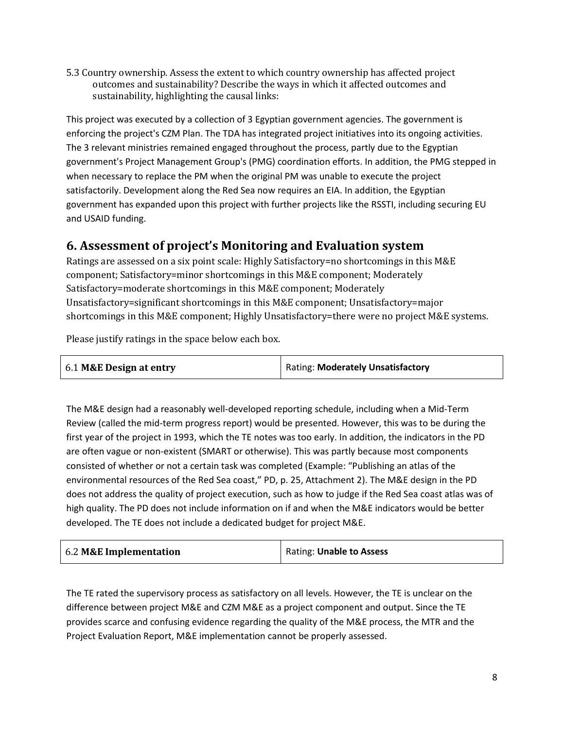5.3 Country ownership. Assess the extent to which country ownership has affected project outcomes and sustainability? Describe the ways in which it affected outcomes and sustainability, highlighting the causal links:

This project was executed by a collection of 3 Egyptian government agencies. The government is enforcing the project's CZM Plan. The TDA has integrated project initiatives into its ongoing activities. The 3 relevant ministries remained engaged throughout the process, partly due to the Egyptian government's Project Management Group's (PMG) coordination efforts. In addition, the PMG stepped in when necessary to replace the PM when the original PM was unable to execute the project satisfactorily. Development along the Red Sea now requires an EIA. In addition, the Egyptian government has expanded upon this project with further projects like the RSSTI, including securing EU and USAID funding.

## 6. Assessment of project's Monitoring and Evaluation system

Ratings are assessed on a six point scale: Highly Satisfactory=no shortcomings in this M&E component; Satisfactory=minor shortcomings in this M&E component; Moderately Satisfactory=moderate shortcomings in this M&E component; Moderately Unsatisfactory=significant shortcomings in this M&E component; Unsatisfactory=major shortcomings in this M&E component; Highly Unsatisfactory=there were no project M&E systems.

Please justify ratings in the space below each box.

| 6.1 **M&E Design at entry** | Rating: **Moderately Unsatisfactory** |
|---|---|

The M&E design had a reasonably well-developed reporting schedule, including when a Mid-Term Review (called the mid-term progress report) would be presented. However, this was to be during the first year of the project in 1993, which the TE notes was too early. In addition, the indicators in the PD are often vague or non-existent (SMART or otherwise). This was partly because most components consisted of whether or not a certain task was completed (Example: "Publishing an atlas of the environmental resources of the Red Sea coast," PD, p. 25, Attachment 2). The M&E design in the PD does not address the quality of project execution, such as how to judge if the Red Sea coast atlas was of high quality. The PD does not include information on if and when the M&E indicators would be better developed. The TE does not include a dedicated budget for project M&E.

| 6.2 **M&E Implementation** | Rating: **Unable to Assess** |
|---|---|

The TE rated the supervisory process as satisfactory on all levels. However, the TE is unclear on the difference between project M&E and CZM M&E as a project component and output. Since the TE provides scarce and confusing evidence regarding the quality of the M&E process, the MTR and the Project Evaluation Report, M&E implementation cannot be properly assessed.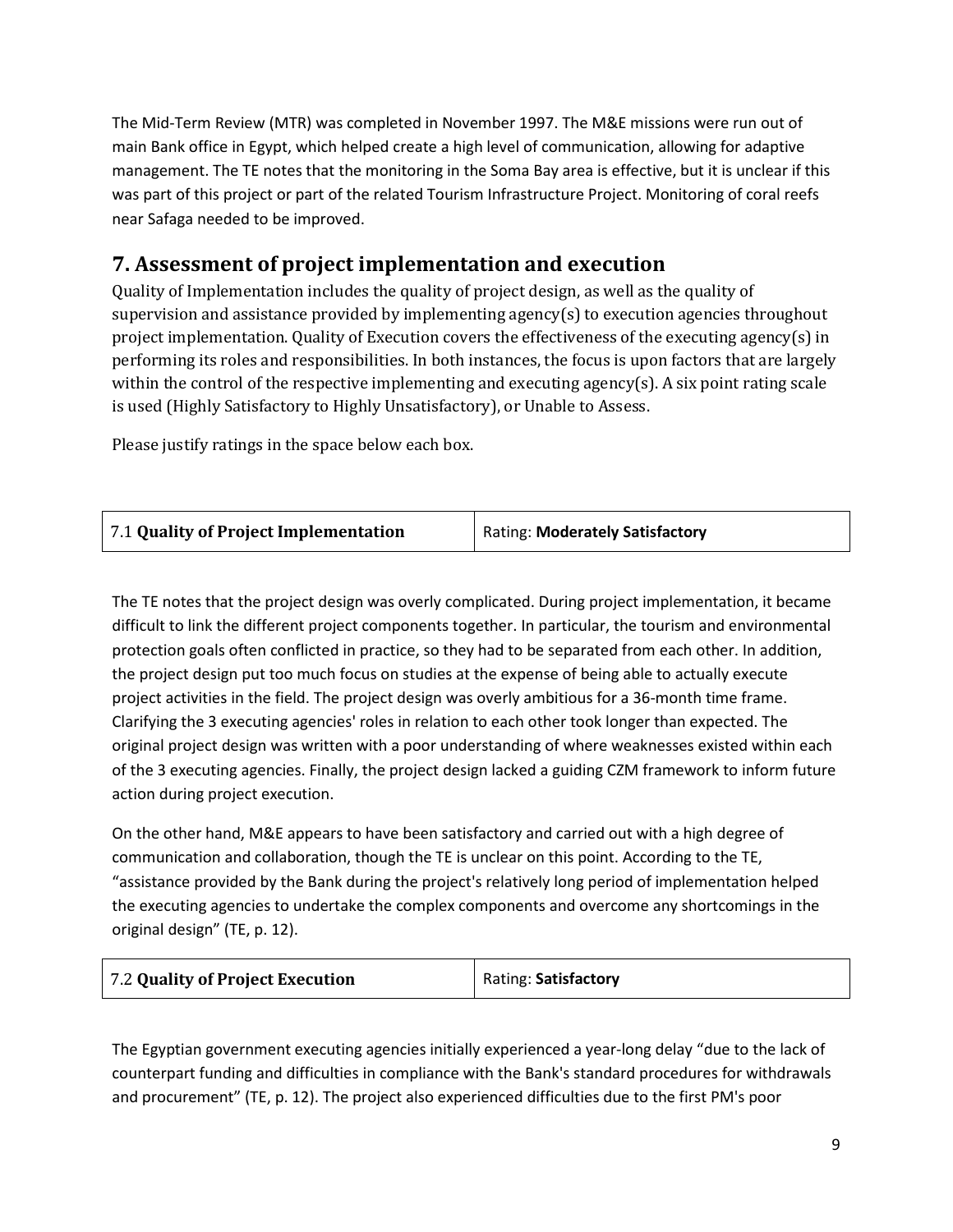The Mid-Term Review (MTR) was completed in November 1997. The M&E missions were run out of main Bank office in Egypt, which helped create a high level of communication, allowing for adaptive management. The TE notes that the monitoring in the Soma Bay area is effective, but it is unclear if this was part of this project or part of the related Tourism Infrastructure Project. Monitoring of coral reefs near Safaga needed to be improved.

## 7. Assessment of project implementation and execution

Quality of Implementation includes the quality of project design, as well as the quality of supervision and assistance provided by implementing agency(s) to execution agencies throughout project implementation. Quality of Execution covers the effectiveness of the executing agency(s) in performing its roles and responsibilities. In both instances, the focus is upon factors that are largely within the control of the respective implementing and executing agency(s). A six point rating scale is used (Highly Satisfactory to Highly Unsatisfactory), or Unable to Assess.

Please justify ratings in the space below each box.

| 7.1 **Quality of Project Implementation** | Rating: **Moderately Satisfactory** |
|---|---|

The TE notes that the project design was overly complicated. During project implementation, it became difficult to link the different project components together. In particular, the tourism and environmental protection goals often conflicted in practice, so they had to be separated from each other. In addition, the project design put too much focus on studies at the expense of being able to actually execute project activities in the field. The project design was overly ambitious for a 36-month time frame. Clarifying the 3 executing agencies' roles in relation to each other took longer than expected. The original project design was written with a poor understanding of where weaknesses existed within each of the 3 executing agencies. Finally, the project design lacked a guiding CZM framework to inform future action during project execution.

On the other hand, M&E appears to have been satisfactory and carried out with a high degree of communication and collaboration, though the TE is unclear on this point. According to the TE, "assistance provided by the Bank during the project's relatively long period of implementation helped the executing agencies to undertake the complex components and overcome any shortcomings in the original design" (TE, p. 12).

| 7.2 **Quality of Project Execution** | Rating: **Satisfactory** |
|---|---|

The Egyptian government executing agencies initially experienced a year-long delay "due to the lack of counterpart funding and difficulties in compliance with the Bank's standard procedures for withdrawals and procurement" (TE, p. 12). The project also experienced difficulties due to the first PM's poor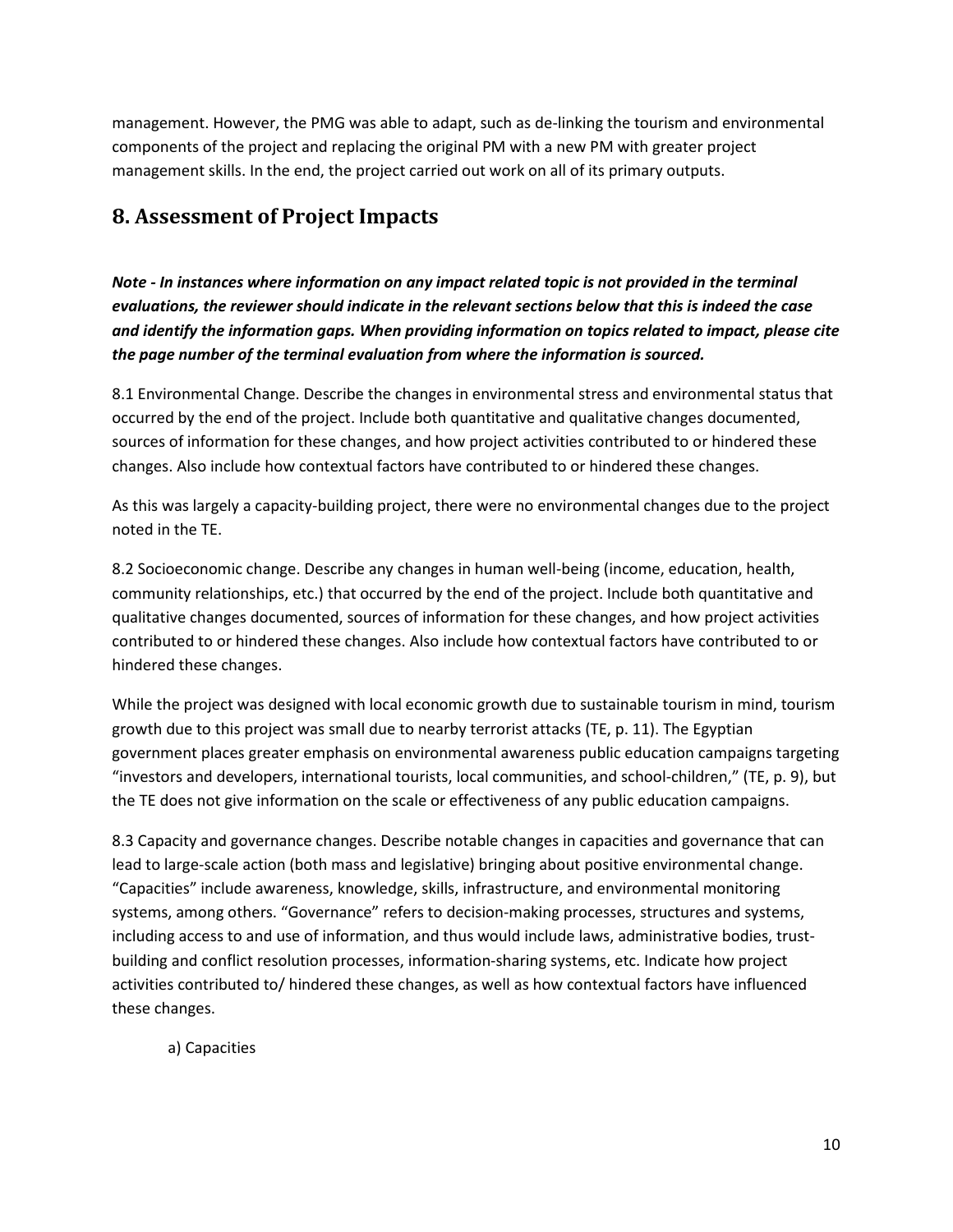management. However, the PMG was able to adapt, such as de-linking the tourism and environmental components of the project and replacing the original PM with a new PM with greater project management skills. In the end, the project carried out work on all of its primary outputs.

## 8. Assessment of Project Impacts

***Note - In instances where information on any impact related topic is not provided in the terminal evaluations, the reviewer should indicate in the relevant sections below that this is indeed the case and identify the information gaps. When providing information on topics related to impact, please cite the page number of the terminal evaluation from where the information is sourced.***

8.1 Environmental Change. Describe the changes in environmental stress and environmental status that occurred by the end of the project. Include both quantitative and qualitative changes documented, sources of information for these changes, and how project activities contributed to or hindered these changes. Also include how contextual factors have contributed to or hindered these changes.

As this was largely a capacity-building project, there were no environmental changes due to the project noted in the TE.

8.2 Socioeconomic change. Describe any changes in human well-being (income, education, health, community relationships, etc.) that occurred by the end of the project. Include both quantitative and qualitative changes documented, sources of information for these changes, and how project activities contributed to or hindered these changes. Also include how contextual factors have contributed to or hindered these changes.

While the project was designed with local economic growth due to sustainable tourism in mind, tourism growth due to this project was small due to nearby terrorist attacks (TE, p. 11). The Egyptian government places greater emphasis on environmental awareness public education campaigns targeting "investors and developers, international tourists, local communities, and school-children," (TE, p. 9), but the TE does not give information on the scale or effectiveness of any public education campaigns.

8.3 Capacity and governance changes. Describe notable changes in capacities and governance that can lead to large-scale action (both mass and legislative) bringing about positive environmental change. "Capacities" include awareness, knowledge, skills, infrastructure, and environmental monitoring systems, among others. "Governance" refers to decision-making processes, structures and systems, including access to and use of information, and thus would include laws, administrative bodies, trust-building and conflict resolution processes, information-sharing systems, etc. Indicate how project activities contributed to/ hindered these changes, as well as how contextual factors have influenced these changes.

a) Capacities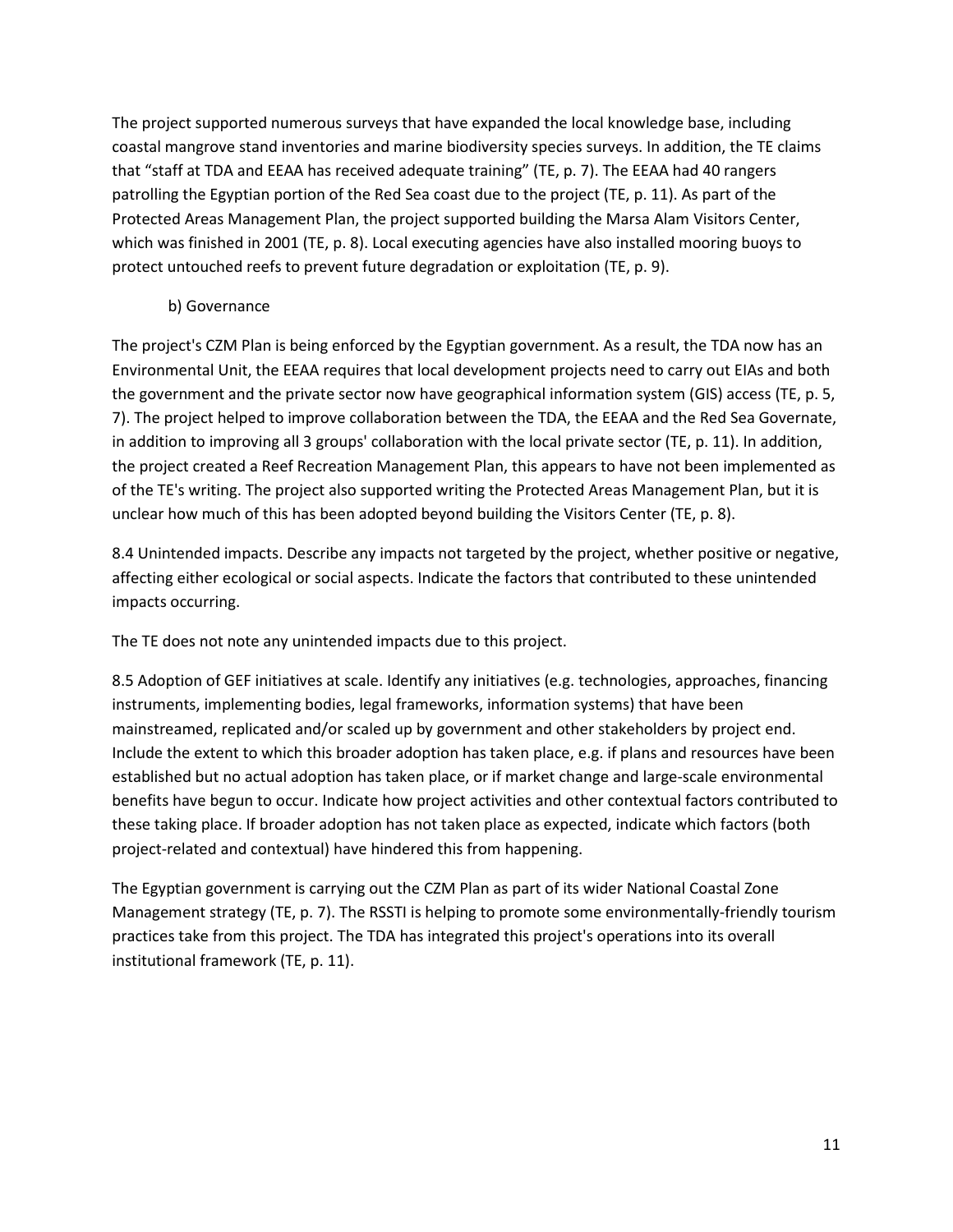The project supported numerous surveys that have expanded the local knowledge base, including coastal mangrove stand inventories and marine biodiversity species surveys. In addition, the TE claims that "staff at TDA and EEAA has received adequate training" (TE, p. 7). The EEAA had 40 rangers patrolling the Egyptian portion of the Red Sea coast due to the project (TE, p. 11). As part of the Protected Areas Management Plan, the project supported building the Marsa Alam Visitors Center, which was finished in 2001 (TE, p. 8). Local executing agencies have also installed mooring buoys to protect untouched reefs to prevent future degradation or exploitation (TE, p. 9).

b) Governance

The project's CZM Plan is being enforced by the Egyptian government. As a result, the TDA now has an Environmental Unit, the EEAA requires that local development projects need to carry out EIAs and both the government and the private sector now have geographical information system (GIS) access (TE, p. 5, 7). The project helped to improve collaboration between the TDA, the EEAA and the Red Sea Governate, in addition to improving all 3 groups' collaboration with the local private sector (TE, p. 11). In addition, the project created a Reef Recreation Management Plan, this appears to have not been implemented as of the TE's writing. The project also supported writing the Protected Areas Management Plan, but it is unclear how much of this has been adopted beyond building the Visitors Center (TE, p. 8).

8.4 Unintended impacts. Describe any impacts not targeted by the project, whether positive or negative, affecting either ecological or social aspects. Indicate the factors that contributed to these unintended impacts occurring.

The TE does not note any unintended impacts due to this project.

8.5 Adoption of GEF initiatives at scale. Identify any initiatives (e.g. technologies, approaches, financing instruments, implementing bodies, legal frameworks, information systems) that have been mainstreamed, replicated and/or scaled up by government and other stakeholders by project end. Include the extent to which this broader adoption has taken place, e.g. if plans and resources have been established but no actual adoption has taken place, or if market change and large-scale environmental benefits have begun to occur. Indicate how project activities and other contextual factors contributed to these taking place. If broader adoption has not taken place as expected, indicate which factors (both project-related and contextual) have hindered this from happening.

The Egyptian government is carrying out the CZM Plan as part of its wider National Coastal Zone Management strategy (TE, p. 7). The RSSTI is helping to promote some environmentally-friendly tourism practices take from this project. The TDA has integrated this project's operations into its overall institutional framework (TE, p. 11).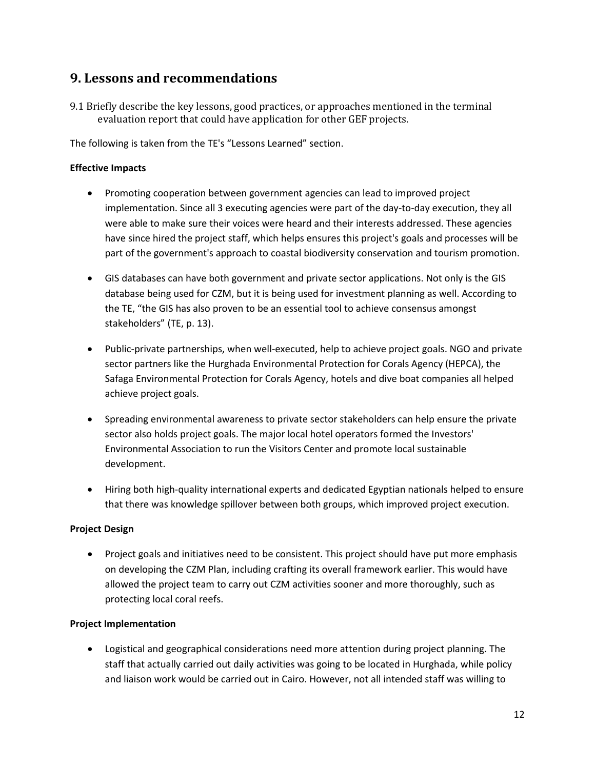## 9. Lessons and recommendations

9.1 Briefly describe the key lessons, good practices, or approaches mentioned in the terminal evaluation report that could have application for other GEF projects.

The following is taken from the TE's "Lessons Learned" section.

**Effective Impacts**

- Promoting cooperation between government agencies can lead to improved project implementation. Since all 3 executing agencies were part of the day-to-day execution, they all were able to make sure their voices were heard and their interests addressed. These agencies have since hired the project staff, which helps ensures this project's goals and processes will be part of the government's approach to coastal biodiversity conservation and tourism promotion.

- GIS databases can have both government and private sector applications. Not only is the GIS database being used for CZM, but it is being used for investment planning as well. According to the TE, "the GIS has also proven to be an essential tool to achieve consensus amongst stakeholders" (TE, p. 13).

- Public-private partnerships, when well-executed, help to achieve project goals. NGO and private sector partners like the Hurghada Environmental Protection for Corals Agency (HEPCA), the Safaga Environmental Protection for Corals Agency, hotels and dive boat companies all helped achieve project goals.

- Spreading environmental awareness to private sector stakeholders can help ensure the private sector also holds project goals. The major local hotel operators formed the Investors' Environmental Association to run the Visitors Center and promote local sustainable development.

- Hiring both high-quality international experts and dedicated Egyptian nationals helped to ensure that there was knowledge spillover between both groups, which improved project execution.

**Project Design**

- Project goals and initiatives need to be consistent. This project should have put more emphasis on developing the CZM Plan, including crafting its overall framework earlier. This would have allowed the project team to carry out CZM activities sooner and more thoroughly, such as protecting local coral reefs.

**Project Implementation**

- Logistical and geographical considerations need more attention during project planning. The staff that actually carried out daily activities was going to be located in Hurghada, while policy and liaison work would be carried out in Cairo. However, not all intended staff was willing to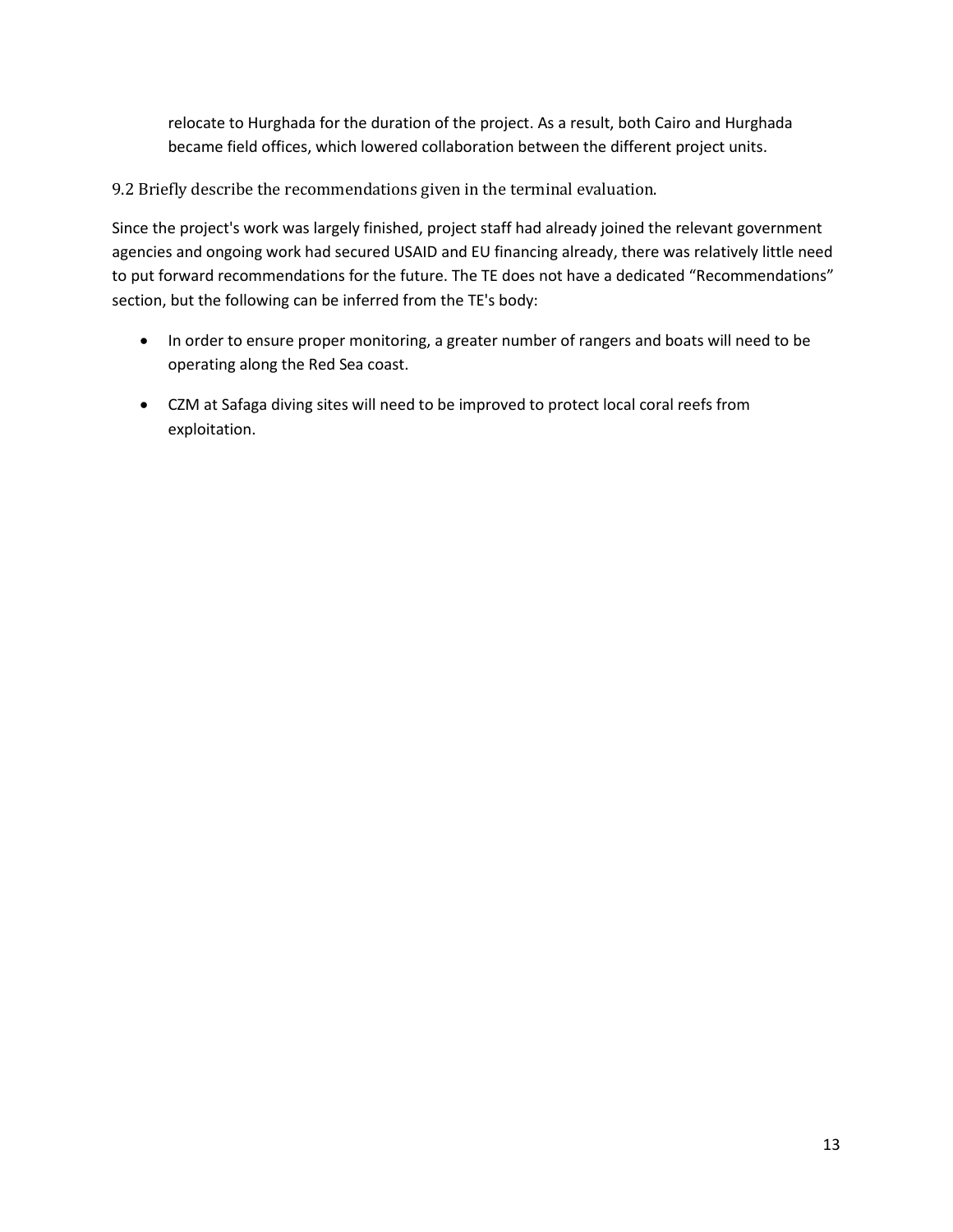relocate to Hurghada for the duration of the project. As a result, both Cairo and Hurghada became field offices, which lowered collaboration between the different project units.

### 9.2 Briefly describe the recommendations given in the terminal evaluation.

Since the project's work was largely finished, project staff had already joined the relevant government agencies and ongoing work had secured USAID and EU financing already, there was relatively little need to put forward recommendations for the future. The TE does not have a dedicated "Recommendations" section, but the following can be inferred from the TE's body:

- In order to ensure proper monitoring, a greater number of rangers and boats will need to be operating along the Red Sea coast.
- CZM at Safaga diving sites will need to be improved to protect local coral reefs from exploitation.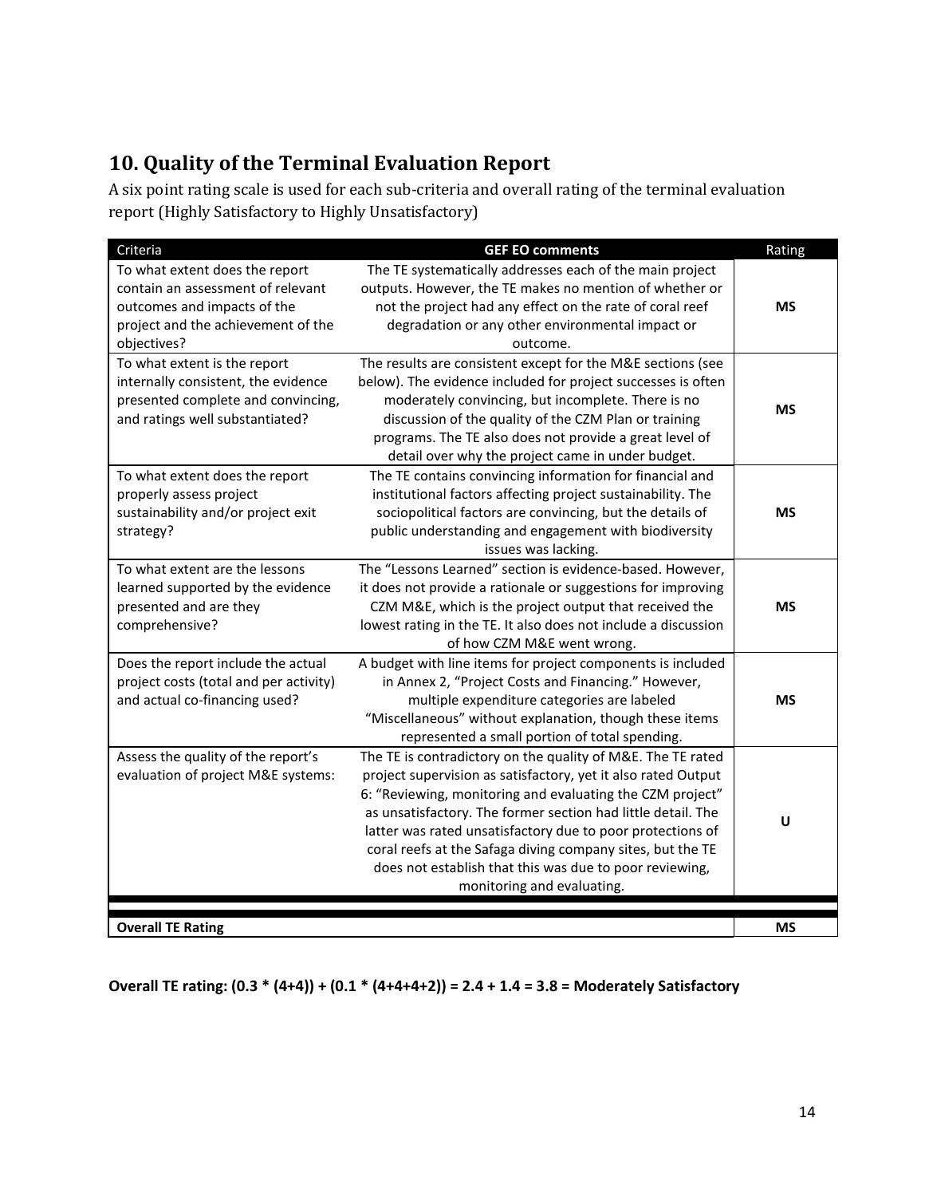## 10. Quality of the Terminal Evaluation Report

A six point rating scale is used for each sub-criteria and overall rating of the terminal evaluation report (Highly Satisfactory to Highly Unsatisfactory)

| Criteria | GEF EO comments | Rating |
|---|---|---|
| To what extent does the report contain an assessment of relevant outcomes and impacts of the project and the achievement of the objectives? | The TE systematically addresses each of the main project outputs. However, the TE makes no mention of whether or not the project had any effect on the rate of coral reef degradation or any other environmental impact or outcome. | **MS** |
| To what extent is the report internally consistent, the evidence presented complete and convincing, and ratings well substantiated? | The results are consistent except for the M&E sections (see below). The evidence included for project successes is often moderately convincing, but incomplete. There is no discussion of the quality of the CZM Plan or training programs. The TE also does not provide a great level of detail over why the project came in under budget. | **MS** |
| To what extent does the report properly assess project sustainability and/or project exit strategy? | The TE contains convincing information for financial and institutional factors affecting project sustainability. The sociopolitical factors are convincing, but the details of public understanding and engagement with biodiversity issues was lacking. | **MS** |
| To what extent are the lessons learned supported by the evidence presented and are they comprehensive? | The "Lessons Learned" section is evidence-based. However, it does not provide a rationale or suggestions for improving CZM M&E, which is the project output that received the lowest rating in the TE. It also does not include a discussion of how CZM M&E went wrong. | **MS** |
| Does the report include the actual project costs (total and per activity) and actual co-financing used? | A budget with line items for project components is included in Annex 2, "Project Costs and Financing." However, multiple expenditure categories are labeled "Miscellaneous" without explanation, though these items represented a small portion of total spending. | **MS** |
| Assess the quality of the report's evaluation of project M&E systems: | The TE is contradictory on the quality of M&E. The TE rated project supervision as satisfactory, yet it also rated Output 6: "Reviewing, monitoring and evaluating the CZM project" as unsatisfactory. The former section had little detail. The latter was rated unsatisfactory due to poor protections of coral reefs at the Safaga diving company sites, but the TE does not establish that this was due to poor reviewing, monitoring and evaluating. | **U** |
| **Overall TE Rating** | | **MS** |

**Overall TE rating: (0.3 * (4+4)) + (0.1 * (4+4+4+2)) = 2.4 + 1.4 = 3.8 = Moderately Satisfactory**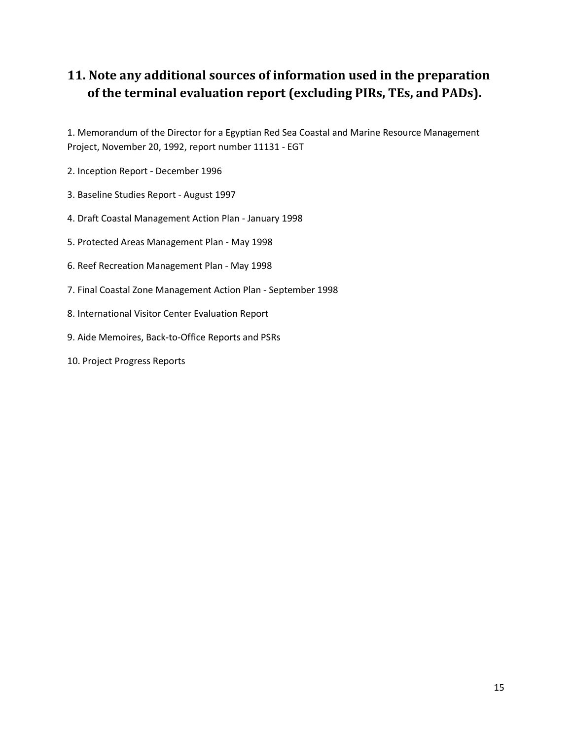## 11. Note any additional sources of information used in the preparation of the terminal evaluation report (excluding PIRs, TEs, and PADs).

1. Memorandum of the Director for a Egyptian Red Sea Coastal and Marine Resource Management Project, November 20, 1992, report number 11131 - EGT

2. Inception Report - December 1996

3. Baseline Studies Report - August 1997

4. Draft Coastal Management Action Plan - January 1998

5. Protected Areas Management Plan - May 1998

6. Reef Recreation Management Plan - May 1998

7. Final Coastal Zone Management Action Plan - September 1998

8. International Visitor Center Evaluation Report

9. Aide Memoires, Back-to-Office Reports and PSRs

10. Project Progress Reports